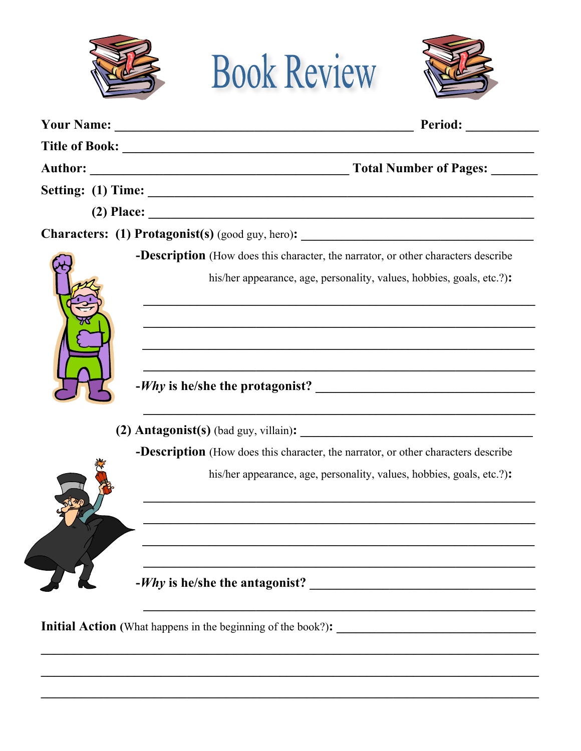# Book Review

**Your Name:** ______________________________________________ **Period:** __________

**Title of Book:** ______________________________________________________________

**Author:** ________________________________________ **Total Number of Pages:** _______

**Setting: (1) Time:** ____________________________________________________________

**(2) Place:** ____________________________________________________________

**Characters: (1) Protagonist(s)** (good guy, hero)**:** ______________________________________

**-Description** (How does this character, the narrator, or other characters describe his/her appearance, age, personality, values, hobbies, goals, etc.?)**:**

____________________________________________________________

____________________________________________________________

____________________________________________________________

____________________________________________________________

**-*Why* is he/she the protagonist?** ______________________________________

____________________________________________________________

**(2) Antagonist(s)** (bad guy, villain)**:** ______________________________________

**-Description** (How does this character, the narrator, or other characters describe his/her appearance, age, personality, values, hobbies, goals, etc.?)**:**

____________________________________________________________

____________________________________________________________

____________________________________________________________

____________________________________________________________

**-*Why* is he/she the antagonist?** ______________________________________

____________________________________________________________

**Initial Action (**What happens in the beginning of the book?)**:** ______________________________

______________________________________________________________________

______________________________________________________________________

______________________________________________________________________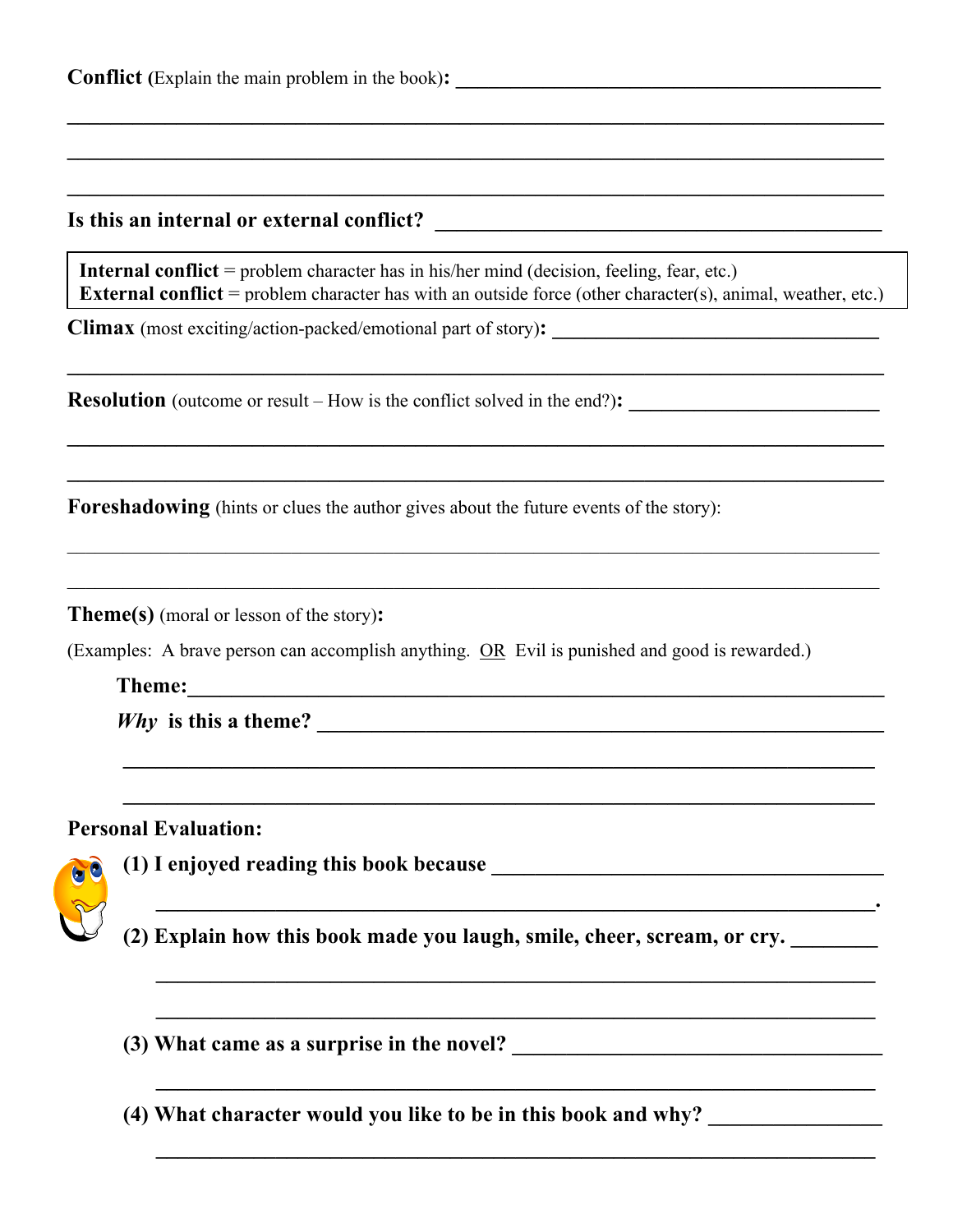**Conflict** (Explain the main problem in the book)**:** ________________________________________

______________________________________________________________________________

______________________________________________________________________________

______________________________________________________________________________

**Is this an internal or external conflict?** ________________________________________

> **Internal conflict** = problem character has in his/her mind (decision, feeling, fear, etc.)
> **External conflict** = problem character has with an outside force (other character(s), animal, weather, etc.)

**Climax** (most exciting/action-packed/emotional part of story)**:** ______________________________

______________________________________________________________________________

**Resolution** (outcome or result – How is the conflict solved in the end?)**:** _______________________

______________________________________________________________________________

______________________________________________________________________________

**Foreshadowing** (hints or clues the author gives about the future events of the story):

______________________________________________________________________________

______________________________________________________________________________

**Theme(s)** (moral or lesson of the story)**:**

(Examples: A brave person can accomplish anything. <u>OR</u> Evil is punished and good is rewarded.)

**Theme:**_____________________________________________________________________

***Why* is this a theme?** ______________________________________________________

______________________________________________________________________

______________________________________________________________________

**Personal Evaluation:**

**(1) I enjoyed reading this book because** ____________________________________

__________________________________________________________________.

**(2) Explain how this book made you laugh, smile, cheer, scream, or cry.** ________

___________________________________________________________________

___________________________________________________________________

**(3) What came as a surprise in the novel?** __________________________________

___________________________________________________________________

**(4) What character would you like to be in this book and why?** ______________

___________________________________________________________________